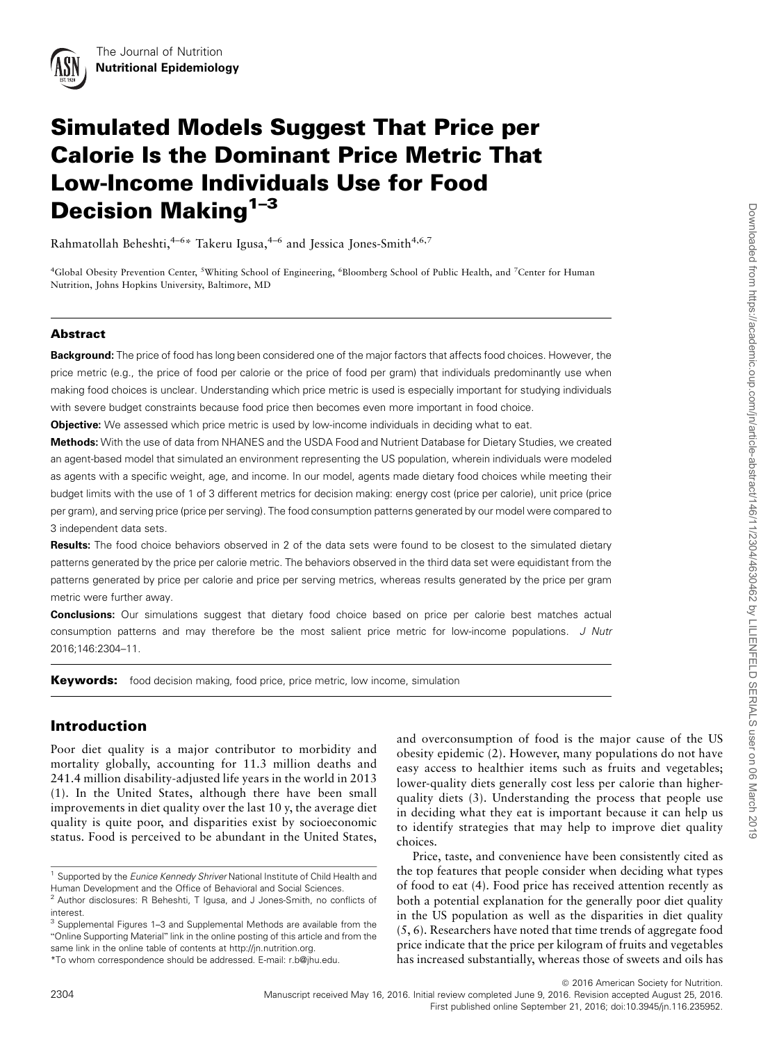# Simulated Models Suggest That Price per Calorie Is the Dominant Price Metric That Low-Income Individuals Use for Food Decision Making[1–3]

Rahmatollah Beheshti,[4–6]* Takeru Igusa,[4–6] and Jessica Jones-Smith[4,6,7]

[4]Global Obesity Prevention Center, [5]Whiting School of Engineering, [6]Bloomberg School of Public Health, and [7]Center for Human Nutrition, Johns Hopkins University, Baltimore, MD

## Abstract

**Background:** The price of food has long been considered one of the major factors that affects food choices. However, the price metric (e.g., the price of food per calorie or the price of food per gram) that individuals predominantly use when making food choices is unclear. Understanding which price metric is used is especially important for studying individuals with severe budget constraints because food price then becomes even more important in food choice.

**Objective:** We assessed which price metric is used by low-income individuals in deciding what to eat.

**Methods:** With the use of data from NHANES and the USDA Food and Nutrient Database for Dietary Studies, we created an agent-based model that simulated an environment representing the US population, wherein individuals were modeled as agents with a specific weight, age, and income. In our model, agents made dietary food choices while meeting their budget limits with the use of 1 of 3 different metrics for decision making: energy cost (price per calorie), unit price (price per gram), and serving price (price per serving). The food consumption patterns generated by our model were compared to 3 independent data sets.

**Results:** The food choice behaviors observed in 2 of the data sets were found to be closest to the simulated dietary patterns generated by the price per calorie metric. The behaviors observed in the third data set were equidistant from the patterns generated by price per calorie and price per serving metrics, whereas results generated by the price per gram metric were further away.

**Conclusions:** Our simulations suggest that dietary food choice based on price per calorie best matches actual consumption patterns and may therefore be the most salient price metric for low-income populations. *J Nutr* 2016;146:2304–11.

**Keywords:** food decision making, food price, price metric, low income, simulation

## Introduction

Poor diet quality is a major contributor to morbidity and mortality globally, accounting for 11.3 million deaths and 241.4 million disability-adjusted life years in the world in 2013 (1). In the United States, although there have been small improvements in diet quality over the last 10 y, the average diet quality is quite poor, and disparities exist by socioeconomic status. Food is perceived to be abundant in the United States, and overconsumption of food is the major cause of the US obesity epidemic (2). However, many populations do not have easy access to healthier items such as fruits and vegetables; lower-quality diets generally cost less per calorie than higher-quality diets (3). Understanding the process that people use in deciding what they eat is important because it can help us to identify strategies that may help to improve diet quality choices.

Price, taste, and convenience have been consistently cited as the top features that people consider when deciding what types of food to eat (4). Food price has received attention recently as both a potential explanation for the generally poor diet quality in the US population as well as the disparities in diet quality (5, 6). Researchers have noted that time trends of aggregate food price indicate that the price per kilogram of fruits and vegetables has increased substantially, whereas those of sweets and oils has

---

[1] Supported by the *Eunice Kennedy Shriver* National Institute of Child Health and Human Development and the Office of Behavioral and Social Sciences.

[2] Author disclosures: R Beheshti, T Igusa, and J Jones-Smith, no conflicts of interest.

[3] Supplemental Figures 1–3 and Supplemental Methods are available from the "Online Supporting Material" link in the online posting of this article and from the same link in the online table of contents at http://jn.nutrition.org.

*To whom correspondence should be addressed. E-mail: r.b@jhu.edu.

© 2016 American Society for Nutrition.

Manuscript received May 16, 2016. Initial review completed June 9, 2016. Revision accepted August 25, 2016.

First published online September 21, 2016; doi:10.3945/jn.116.235952.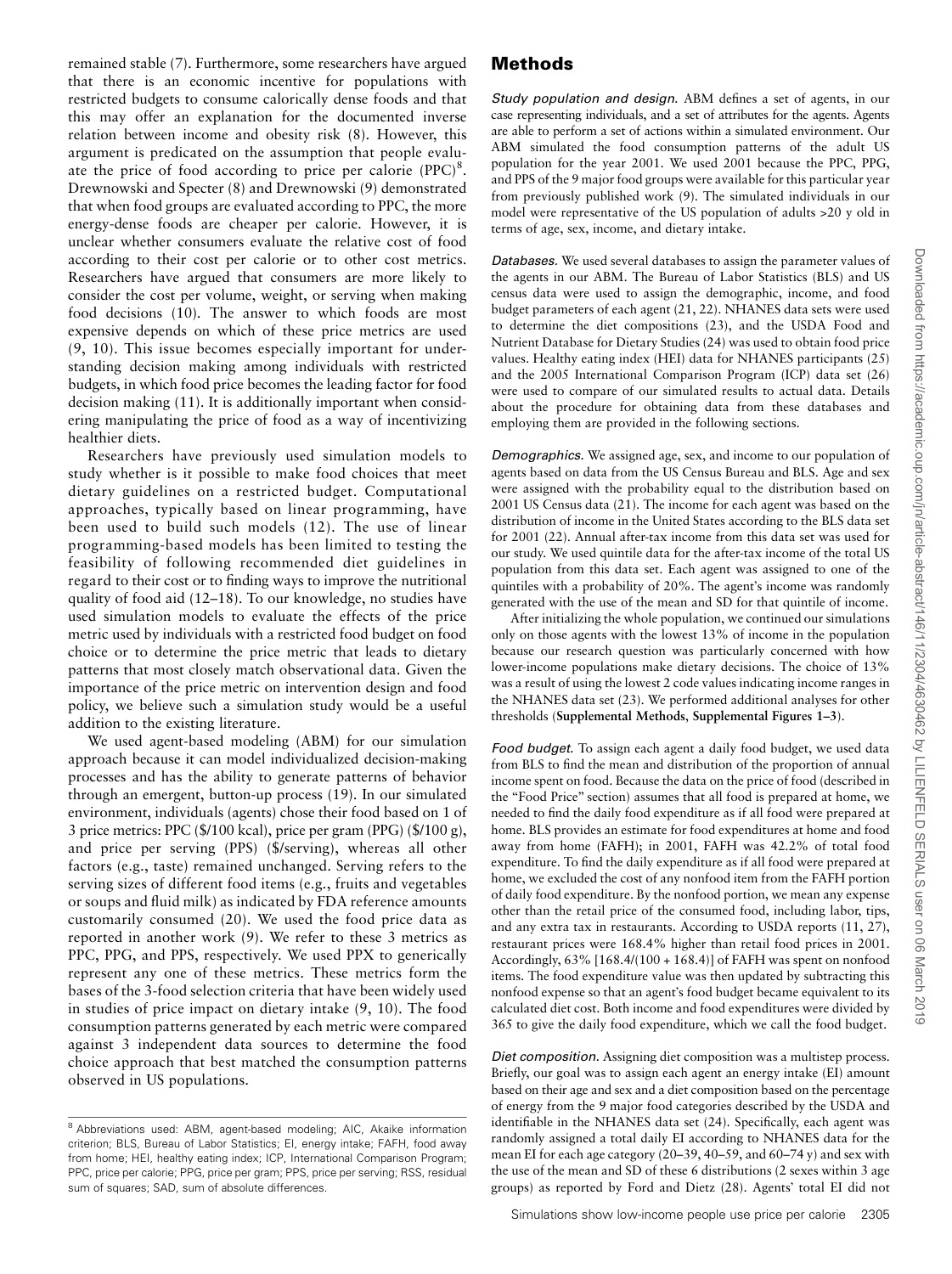remained stable (7). Furthermore, some researchers have argued that there is an economic incentive for populations with restricted budgets to consume calorically dense foods and that this may offer an explanation for the documented inverse relation between income and obesity risk (8). However, this argument is predicated on the assumption that people evaluate the price of food according to price per calorie (PPC)[8]. Drewnowski and Specter (8) and Drewnowski (9) demonstrated that when food groups are evaluated according to PPC, the more energy-dense foods are cheaper per calorie. However, it is unclear whether consumers evaluate the relative cost of food according to their cost per calorie or to other cost metrics. Researchers have argued that consumers are more likely to consider the cost per volume, weight, or serving when making food decisions (10). The answer to which foods are most expensive depends on which of these price metrics are used (9, 10). This issue becomes especially important for understanding decision making among individuals with restricted budgets, in which food price becomes the leading factor for food decision making (11). It is additionally important when considering manipulating the price of food as a way of incentivizing healthier diets.

Researchers have previously used simulation models to study whether is it possible to make food choices that meet dietary guidelines on a restricted budget. Computational approaches, typically based on linear programming, have been used to build such models (12). The use of linear programming-based models has been limited to testing the feasibility of following recommended diet guidelines in regard to their cost or to finding ways to improve the nutritional quality of food aid (12–18). To our knowledge, no studies have used simulation models to evaluate the effects of the price metric used by individuals with a restricted food budget on food choice or to determine the price metric that leads to dietary patterns that most closely match observational data. Given the importance of the price metric on intervention design and food policy, we believe such a simulation study would be a useful addition to the existing literature.

We used agent-based modeling (ABM) for our simulation approach because it can model individualized decision-making processes and has the ability to generate patterns of behavior through an emergent, button-up process (19). In our simulated environment, individuals (agents) chose their food based on 1 of 3 price metrics: PPC (\$/100 kcal), price per gram (PPG) (\$/100 g), and price per serving (PPS) (\$/serving), whereas all other factors (e.g., taste) remained unchanged. Serving refers to the serving sizes of different food items (e.g., fruits and vegetables or soups and fluid milk) as indicated by FDA reference amounts customarily consumed (20). We used the food price data as reported in another work (9). We refer to these 3 metrics as PPC, PPG, and PPS, respectively. We used PPX to generically represent any one of these metrics. These metrics form the bases of the 3-food selection criteria that have been widely used in studies of price impact on dietary intake (9, 10). The food consumption patterns generated by each metric were compared against 3 independent data sources to determine the food choice approach that best matched the consumption patterns observed in US populations.

[8] Abbreviations used: ABM, agent-based modeling; AIC, Akaike information criterion; BLS, Bureau of Labor Statistics; EI, energy intake; FAFH, food away from home; HEI, healthy eating index; ICP, International Comparison Program; PPC, price per calorie; PPG, price per gram; PPS, price per serving; RSS, residual sum of squares; SAD, sum of absolute differences.

## Methods

*Study population and design.* ABM defines a set of agents, in our case representing individuals, and a set of attributes for the agents. Agents are able to perform a set of actions within a simulated environment. Our ABM simulated the food consumption patterns of the adult US population for the year 2001. We used 2001 because the PPC, PPG, and PPS of the 9 major food groups were available for this particular year from previously published work (9). The simulated individuals in our model were representative of the US population of adults >20 y old in terms of age, sex, income, and dietary intake.

*Databases.* We used several databases to assign the parameter values of the agents in our ABM. The Bureau of Labor Statistics (BLS) and US census data were used to assign the demographic, income, and food budget parameters of each agent (21, 22). NHANES data sets were used to determine the diet compositions (23), and the USDA Food and Nutrient Database for Dietary Studies (24) was used to obtain food price values. Healthy eating index (HEI) data for NHANES participants (25) and the 2005 International Comparison Program (ICP) data set (26) were used to compare of our simulated results to actual data. Details about the procedure for obtaining data from these databases and employing them are provided in the following sections.

*Demographics.* We assigned age, sex, and income to our population of agents based on data from the US Census Bureau and BLS. Age and sex were assigned with the probability equal to the distribution based on 2001 US Census data (21). The income for each agent was based on the distribution of income in the United States according to the BLS data set for 2001 (22). Annual after-tax income from this data set was used for our study. We used quintile data for the after-tax income of the total US population from this data set. Each agent was assigned to one of the quintiles with a probability of 20%. The agent's income was randomly generated with the use of the mean and SD for that quintile of income.

After initializing the whole population, we continued our simulations only on those agents with the lowest 13% of income in the population because our research question was particularly concerned with how lower-income populations make dietary decisions. The choice of 13% was a result of using the lowest 2 code values indicating income ranges in the NHANES data set (23). We performed additional analyses for other thresholds (**Supplemental Methods**, **Supplemental Figures 1–3**).

*Food budget.* To assign each agent a daily food budget, we used data from BLS to find the mean and distribution of the proportion of annual income spent on food. Because the data on the price of food (described in the "Food Price" section) assumes that all food is prepared at home, we needed to find the daily food expenditure as if all food were prepared at home. BLS provides an estimate for food expenditures at home and food away from home (FAFH); in 2001, FAFH was 42.2% of total food expenditure. To find the daily expenditure as if all food were prepared at home, we excluded the cost of any nonfood item from the FAFH portion of daily food expenditure. By the nonfood portion, we mean any expense other than the retail price of the consumed food, including labor, tips, and any extra tax in restaurants. According to USDA reports (11, 27), restaurant prices were 168.4% higher than retail food prices in 2001. Accordingly, 63% [168.4/(100 + 168.4)] of FAFH was spent on nonfood items. The food expenditure value was then updated by subtracting this nonfood expense so that an agent's food budget became equivalent to its calculated diet cost. Both income and food expenditures were divided by 365 to give the daily food expenditure, which we call the food budget.

*Diet composition.* Assigning diet composition was a multistep process. Briefly, our goal was to assign each agent an energy intake (EI) amount based on their age and sex and a diet composition based on the percentage of energy from the 9 major food categories described by the USDA and identifiable in the NHANES data set (24). Specifically, each agent was randomly assigned a total daily EI according to NHANES data for the mean EI for each age category (20–39, 40–59, and 60–74 y) and sex with the use of the mean and SD of these 6 distributions (2 sexes within 3 age groups) as reported by Ford and Dietz (28). Agents' total EI did not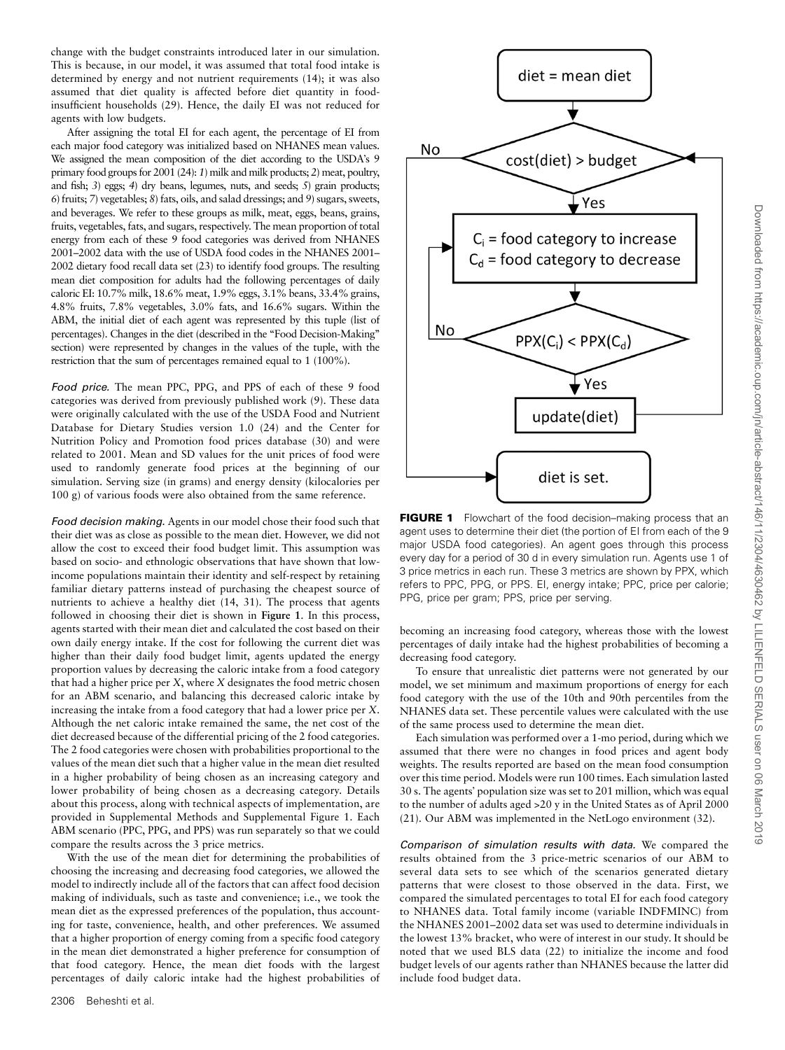change with the budget constraints introduced later in our simulation. This is because, in our model, it was assumed that total food intake is determined by energy and not nutrient requirements (14); it was also assumed that diet quality is affected before diet quantity in food-insufficient households (29). Hence, the daily EI was not reduced for agents with low budgets.

After assigning the total EI for each agent, the percentage of EI from each major food category was initialized based on NHANES mean values. We assigned the mean composition of the diet according to the USDA's 9 primary food groups for 2001 (24): *1*) milk and milk products; *2*) meat, poultry, and fish; *3*) eggs; *4*) dry beans, legumes, nuts, and seeds; *5*) grain products; *6*) fruits; *7*) vegetables; *8*) fats, oils, and salad dressings; and *9*) sugars, sweets, and beverages. We refer to these groups as milk, meat, eggs, beans, grains, fruits, vegetables, fats, and sugars, respectively. The mean proportion of total energy from each of these 9 food categories was derived from NHANES 2001–2002 data with the use of USDA food codes in the NHANES 2001–2002 dietary food recall data set (23) to identify food groups. The resulting mean diet composition for adults had the following percentages of daily caloric EI: 10.7% milk, 18.6% meat, 1.9% eggs, 3.1% beans, 33.4% grains, 4.8% fruits, 7.8% vegetables, 3.0% fats, and 16.6% sugars. Within the ABM, the initial diet of each agent was represented by this tuple (list of percentages). Changes in the diet (described in the "Food Decision-Making" section) were represented by changes in the values of the tuple, with the restriction that the sum of percentages remained equal to 1 (100%).

*Food price.* The mean PPC, PPG, and PPS of each of these 9 food categories was derived from previously published work (9). These data were originally calculated with the use of the USDA Food and Nutrient Database for Dietary Studies version 1.0 (24) and the Center for Nutrition Policy and Promotion food prices database (30) and were related to 2001. Mean and SD values for the unit prices of food were used to randomly generate food prices at the beginning of our simulation. Serving size (in grams) and energy density (kilocalories per 100 g) of various foods were also obtained from the same reference.

*Food decision making.* Agents in our model chose their food such that their diet was as close as possible to the mean diet. However, we did not allow the cost to exceed their food budget limit. This assumption was based on socio- and ethnologic observations that have shown that low-income populations maintain their identity and self-respect by retaining familiar dietary patterns instead of purchasing the cheapest source of nutrients to achieve a healthy diet (14, 31). The process that agents followed in choosing their diet is shown in **Figure 1**. In this process, agents started with their mean diet and calculated the cost based on their own daily energy intake. If the cost for following the current diet was higher than their daily food budget limit, agents updated the energy proportion values by decreasing the caloric intake from a food category that had a higher price per *X*, where *X* designates the food metric chosen for an ABM scenario, and balancing this decreased caloric intake by increasing the intake from a food category that had a lower price per *X*. Although the net caloric intake remained the same, the net cost of the diet decreased because of the differential pricing of the 2 food categories. The 2 food categories were chosen with probabilities proportional to the values of the mean diet such that a higher value in the mean diet resulted in a higher probability of being chosen as an increasing category and lower probability of being chosen as a decreasing category. Details about this process, along with technical aspects of implementation, are provided in Supplemental Methods and Supplemental Figure 1. Each ABM scenario (PPC, PPG, and PPS) was run separately so that we could compare the results across the 3 price metrics.

With the use of the mean diet for determining the probabilities of choosing the increasing and decreasing food categories, we allowed the model to indirectly include all of the factors that can affect food decision making of individuals, such as taste and convenience; i.e., we took the mean diet as the expressed preferences of the population, thus accounting for taste, convenience, health, and other preferences. We assumed that a higher proportion of energy coming from a specific food category in the mean diet demonstrated a higher preference for consumption of that food category. Hence, the mean diet foods with the largest percentages of daily caloric intake had the highest probabilities of becoming an increasing food category, whereas those with the lowest percentages of daily intake had the highest probabilities of becoming a decreasing food category.

diet = mean diet → cost(diet) > budget? No → diet is set. Yes → $C_i$ = food category to increase; $C_d$ = food category to decrease → $PPX(C_i) < PPX(C_d)$? No → back to choosing categories. Yes → update(diet) → back to cost(diet) > budget.

**FIGURE 1** Flowchart of the food decision–making process that an agent uses to determine their diet (the portion of EI from each of the 9 major USDA food categories). An agent goes through this process every day for a period of 30 d in every simulation run. Agents use 1 of 3 price metrics in each run. These 3 metrics are shown by PPX, which refers to PPC, PPG, or PPS. EI, energy intake; PPC, price per calorie; PPG, price per gram; PPS, price per serving.

To ensure that unrealistic diet patterns were not generated by our model, we set minimum and maximum proportions of energy for each food category with the use of the 10th and 90th percentiles from the NHANES data set. These percentile values were calculated with the use of the same process used to determine the mean diet.

Each simulation was performed over a 1-mo period, during which we assumed that there were no changes in food prices and agent body weights. The results reported are based on the mean food consumption over this time period. Models were run 100 times. Each simulation lasted 30 s. The agents' population size was set to 201 million, which was equal to the number of adults aged >20 y in the United States as of April 2000 (21). Our ABM was implemented in the NetLogo environment (32).

*Comparison of simulation results with data.* We compared the results obtained from the 3 price-metric scenarios of our ABM to several data sets to see which of the scenarios generated dietary patterns that were closest to those observed in the data. First, we compared the simulated percentages to total EI for each food category to NHANES data. Total family income (variable INDFMINC) from the NHANES 2001–2002 data set was used to determine individuals in the lowest 13% bracket, who were of interest in our study. It should be noted that we used BLS data (22) to initialize the income and food budget levels of our agents rather than NHANES because the latter did include food budget data.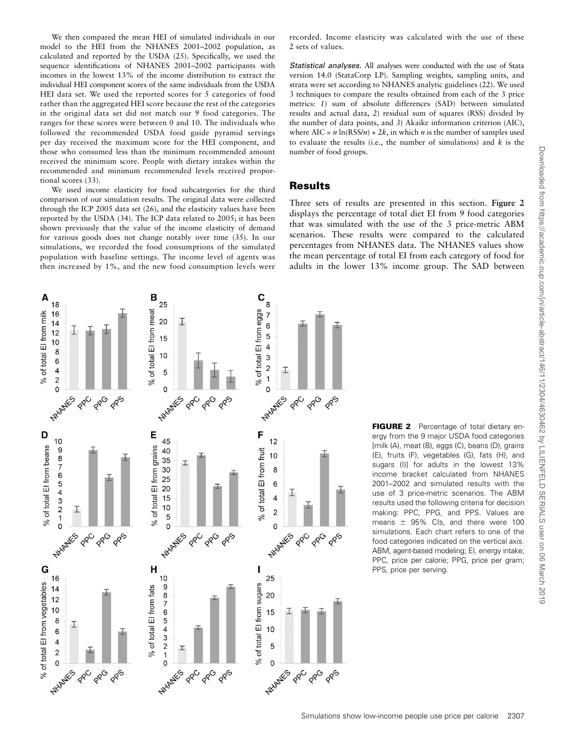We then compared the mean HEI of simulated individuals in our model to the HEI from the NHANES 2001–2002 population, as calculated and reported by the USDA (25). Specifically, we used the sequence identifications of NHANES 2001–2002 participants with incomes in the lowest 13% of the income distribution to extract the individual HEI component scores of the same individuals from the USDA HEI data set. We used the reported scores for 5 categories of food rather than the aggregated HEI score because the rest of the categories in the original data set did not match our 9 food categories. The ranges for these scores were between 0 and 10. The individuals who followed the recommended USDA food guide pyramid servings per day received the maximum score for the HEI component, and those who consumed less than the minimum recommended amount received the minimum score. People with dietary intakes within the recommended and minimum recommended levels received proportional scores (33).

We used income elasticity for food subcategories for the third comparison of our simulation results. The original data were collected through the ICP 2005 data set (26), and the elasticity values have been reported by the USDA (34). The ICP data related to 2005; it has been shown previously that the value of the income elasticity of demand for various goods does not change notably over time (35). In our simulations, we recorded the food consumptions of the simulated population with baseline settings. The income level of agents was then increased by 1%, and the new food consumption levels were recorded. Income elasticity was calculated with the use of these 2 sets of values.

*Statistical analyses.* All analyses were conducted with the use of Stata version 14.0 (StataCorp LP). Sampling weights, sampling units, and strata were set according to NHANES analytic guidelines (22). We used 3 techniques to compare the results obtained from each of the 3 price metrics: *1)* sum of absolute differences (SAD) between simulated results and actual data, *2)* residual sum of squares (RSS) divided by the number of data points, and *3)* Akaike information criterion (AIC), where $AIC = n \ln(RSS/n) + 2k$, in which $n$ is the number of samples used to evaluate the results (i.e., the number of simulations) and $k$ is the number of food groups.

## Results

Three sets of results are presented in this section. **Figure 2** displays the percentage of total diet EI from 9 food categories that was simulated with the use of the 3 price-metric ABM scenarios. These results were compared to the calculated percentages from NHANES data. The NHANES values show the mean percentage of total EI from each category of food for adults in the lower 13% income group. The SAD between

**FIGURE 2** Percentage of total dietary energy from the 9 major USDA food categories [milk (A), meat (B), eggs (C), beans (D), grains (E), fruits (F), vegetables (G), fats (H), and sugars (I)] for adults in the lowest 13% income bracket calculated from NHANES 2001–2002 and simulated results with the use of 3 price-metric scenarios. The ABM results used the following criteria for decision making: PPC, PPG, and PPS. Values are means ± 95% CIs, and there were 100 simulations. Each chart refers to one of the food categories indicated on the vertical axis. ABM, agent-based modeling; EI, energy intake; PPC, price per calorie; PPG, price per gram; PPS, price per serving.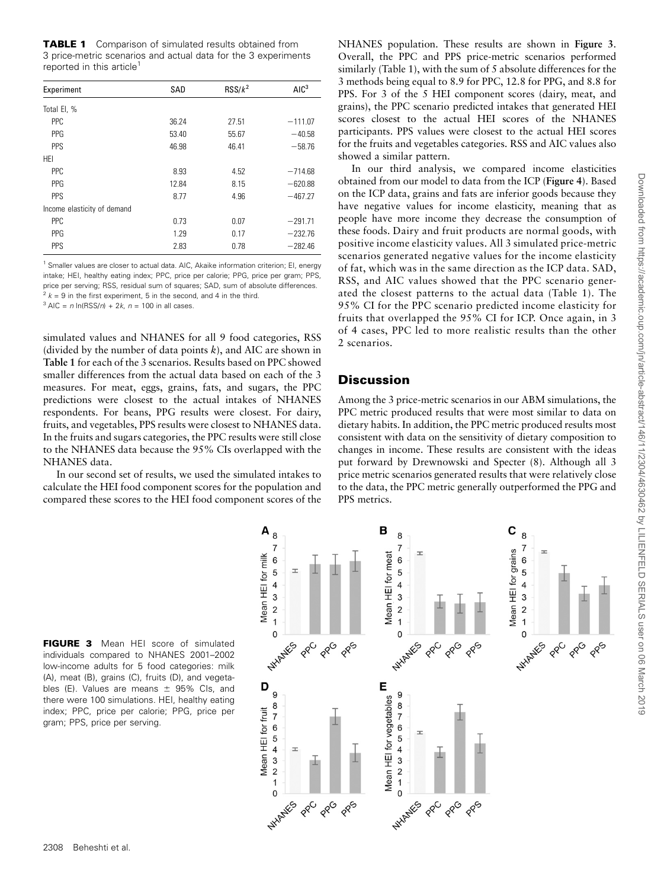**TABLE 1** Comparison of simulated results obtained from 3 price-metric scenarios and actual data for the 3 experiments reported in this article[1]

| Experiment | SAD | RSS/$k$[2] | AIC[3] |
|---|---|---|---|
| Total EI, % | | | |
| PPC | 36.24 | 27.51 | −111.07 |
| PPG | 53.40 | 55.67 | −40.58 |
| PPS | 46.98 | 46.41 | −58.76 |
| HEI | | | |
| PPC | 8.93 | 4.52 | −714.68 |
| PPG | 12.84 | 8.15 | −620.88 |
| PPS | 8.77 | 4.96 | −467.27 |
| Income elasticity of demand | | | |
| PPC | 0.73 | 0.07 | −291.71 |
| PPG | 1.29 | 0.17 | −232.76 |
| PPS | 2.83 | 0.78 | −282.46 |

[1] Smaller values are closer to actual data. AIC, Akaike information criterion; EI, energy intake; HEI, healthy eating index; PPC, price per calorie; PPG, price per gram; PPS, price per serving; RSS, residual sum of squares; SAD, sum of absolute differences.
[2] $k$ = 9 in the first experiment, 5 in the second, and 4 in the third.
[3] AIC = $n \ln(\text{RSS}/n) + 2k$, $n$ = 100 in all cases.

simulated values and NHANES for all 9 food categories, RSS (divided by the number of data points $k$), and AIC are shown in **Table 1** for each of the 3 scenarios. Results based on PPC showed smaller differences from the actual data based on each of the 3 measures. For meat, eggs, grains, fats, and sugars, the PPC predictions were closest to the actual intakes of NHANES respondents. For beans, PPG results were closest. For dairy, fruits, and vegetables, PPS results were closest to NHANES data. In the fruits and sugars categories, the PPC results were still close to the NHANES data because the 95% CIs overlapped with the NHANES data.

In our second set of results, we used the simulated intakes to calculate the HEI food component scores for the population and compared these scores to the HEI food component scores of the NHANES population. These results are shown in **Figure 3**. Overall, the PPC and PPS price-metric scenarios performed similarly (Table 1), with the sum of 5 absolute differences for the 3 methods being equal to 8.9 for PPC, 12.8 for PPG, and 8.8 for PPS. For 3 of the 5 HEI component scores (dairy, meat, and grains), the PPC scenario predicted intakes that generated HEI scores closest to the actual HEI scores of the NHANES participants. PPS values were closest to the actual HEI scores for the fruits and vegetables categories. RSS and AIC values also showed a similar pattern.

In our third analysis, we compared income elasticities obtained from our model to data from the ICP (**Figure 4**). Based on the ICP data, grains and fats are inferior goods because they have negative values for income elasticity, meaning that as people have more income they decrease the consumption of these foods. Dairy and fruit products are normal goods, with positive income elasticity values. All 3 simulated price-metric scenarios generated negative values for the income elasticity of fat, which was in the same direction as the ICP data. SAD, RSS, and AIC values showed that the PPC scenario generated the closest patterns to the actual data (Table 1). The 95% CI for the PPC scenario predicted income elasticity for fruits that overlapped the 95% CI for ICP. Once again, in 3 of 4 cases, PPC led to more realistic results than the other 2 scenarios.

## Discussion

Among the 3 price-metric scenarios in our ABM simulations, the PPC metric produced results that were most similar to data on dietary habits. In addition, the PPC metric produced results most consistent with data on the sensitivity of dietary composition to changes in income. These results are consistent with the ideas put forward by Drewnowski and Specter (8). Although all 3 price metric scenarios generated results that were relatively close to the data, the PPC metric generally outperformed the PPG and PPS metrics.

**FIGURE 3** Mean HEI score of simulated individuals compared to NHANES 2001–2002 low-income adults for 5 food categories: milk (A), meat (B), grains (C), fruits (D), and vegetables (E). Values are means ± 95% CIs, and there were 100 simulations. HEI, healthy eating index; PPC, price per calorie; PPG, price per gram; PPS, price per serving.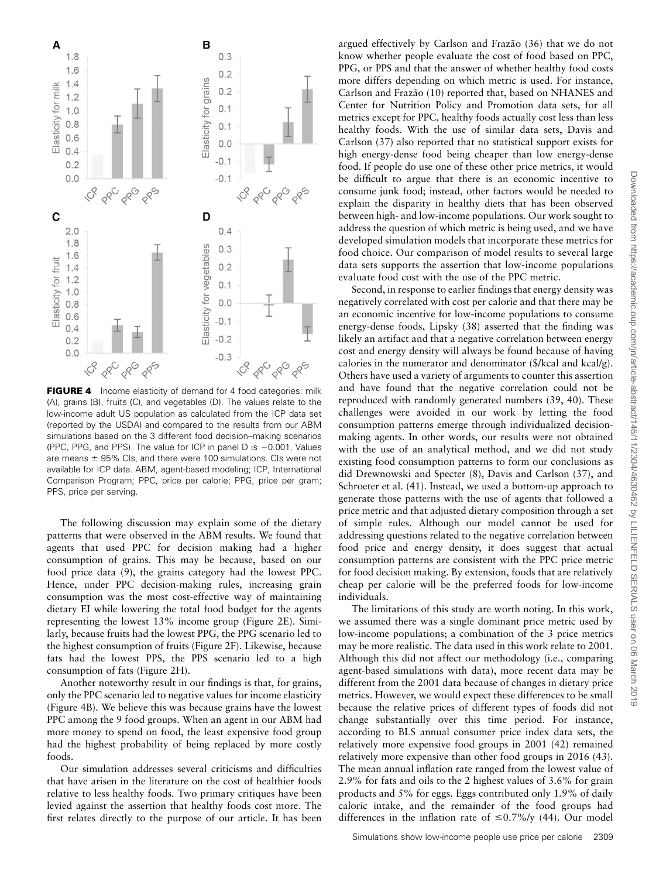A
1.8
1.6
1.4
1.2
1.0
0.8
0.6
0.4
0.2
0.0
Elasticity for milk
ICP PPC PPG PPS

B
0.3
0.2
0.2
0.1
0.1
0.0
-0.1
-0.1
Elasticity for grains
ICP PPC PPG PPS

C
2.0
1.8
1.6
1.4
1.2
1.0
0.8
0.6
0.4
0.2
0.0
Elasticity for fruit
ICP PPC PPG PPS

D
0.4
0.3
0.2
0.1
0.0
-0.1
-0.2
-0.3
Elasticity for vegetables
ICP PPC PPG PPS

**FIGURE 4** Income elasticity of demand for 4 food categories: milk (A), grains (B), fruits (C), and vegetables (D). The values relate to the low-income adult US population as calculated from the ICP data set (reported by the USDA) and compared to the results from our ABM simulations based on the 3 different food decision–making scenarios (PPC, PPG, and PPS). The value for ICP in panel D is −0.001. Values are means ± 95% CIs, and there were 100 simulations. CIs were not available for ICP data. ABM, agent-based modeling; ICP, International Comparison Program; PPC, price per calorie; PPG, price per gram; PPS, price per serving.

The following discussion may explain some of the dietary patterns that were observed in the ABM results. We found that agents that used PPC for decision making had a higher consumption of grains. This may be because, based on our food price data (9), the grains category had the lowest PPC. Hence, under PPC decision-making rules, increasing grain consumption was the most cost-effective way of maintaining dietary EI while lowering the total food budget for the agents representing the lowest 13% income group (Figure 2E). Similarly, because fruits had the lowest PPG, the PPG scenario led to the highest consumption of fruits (Figure 2F). Likewise, because fats had the lowest PPS, the PPS scenario led to a high consumption of fats (Figure 2H).

Another noteworthy result in our findings is that, for grains, only the PPC scenario led to negative values for income elasticity (Figure 4B). We believe this was because grains have the lowest PPC among the 9 food groups. When an agent in our ABM had more money to spend on food, the least expensive food group had the highest probability of being replaced by more costly foods.

Our simulation addresses several criticisms and difficulties that have arisen in the literature on the cost of healthier foods relative to less healthy foods. Two primary critiques have been levied against the assertion that healthy foods cost more. The first relates directly to the purpose of our article. It has been argued effectively by Carlson and Frazão (36) that we do not know whether people evaluate the cost of food based on PPC, PPG, or PPS and that the answer of whether healthy food costs more differs depending on which metric is used. For instance, Carlson and Frazão (10) reported that, based on NHANES and Center for Nutrition Policy and Promotion data sets, for all metrics except for PPC, healthy foods actually cost less than less healthy foods. With the use of similar data sets, Davis and Carlson (37) also reported that no statistical support exists for high energy-dense food being cheaper than low energy-dense food. If people do use one of these other price metrics, it would be difficult to argue that there is an economic incentive to consume junk food; instead, other factors would be needed to explain the disparity in healthy diets that has been observed between high- and low-income populations. Our work sought to address the question of which metric is being used, and we have developed simulation models that incorporate these metrics for food choice. Our comparison of model results to several large data sets supports the assertion that low-income populations evaluate food cost with the use of the PPC metric.

Second, in response to earlier findings that energy density was negatively correlated with cost per calorie and that there may be an economic incentive for low-income populations to consume energy-dense foods, Lipsky (38) asserted that the finding was likely an artifact and that a negative correlation between energy cost and energy density will always be found because of having calories in the numerator and denominator ($/kcal and kcal/g). Others have used a variety of arguments to counter this assertion and have found that the negative correlation could not be reproduced with randomly generated numbers (39, 40). These challenges were avoided in our work by letting the food consumption patterns emerge through individualized decision-making agents. In other words, our results were not obtained with the use of an analytical method, and we did not study existing food consumption patterns to form our conclusions as did Drewnowski and Specter (8), Davis and Carlson (37), and Schroeter et al. (41). Instead, we used a bottom-up approach to generate those patterns with the use of agents that followed a price metric and that adjusted dietary composition through a set of simple rules. Although our model cannot be used for addressing questions related to the negative correlation between food price and energy density, it does suggest that actual consumption patterns are consistent with the PPC price metric for food decision making. By extension, foods that are relatively cheap per calorie will be the preferred foods for low-income individuals.

The limitations of this study are worth noting. In this work, we assumed there was a single dominant price metric used by low-income populations; a combination of the 3 price metrics may be more realistic. The data used in this work relate to 2001. Although this did not affect our methodology (i.e., comparing agent-based simulations with data), more recent data may be different from the 2001 data because of changes in dietary price metrics. However, we would expect these differences to be small because the relative prices of different types of foods did not change substantially over this time period. For instance, according to BLS annual consumer price index data sets, the relatively more expensive food groups in 2001 (42) remained relatively more expensive than other food groups in 2016 (43). The mean annual inflation rate ranged from the lowest value of 2.9% for fats and oils to the 2 highest values of 3.6% for grain products and 5% for eggs. Eggs contributed only 1.9% of daily caloric intake, and the remainder of the food groups had differences in the inflation rate of ≤0.7%/y (44). Our model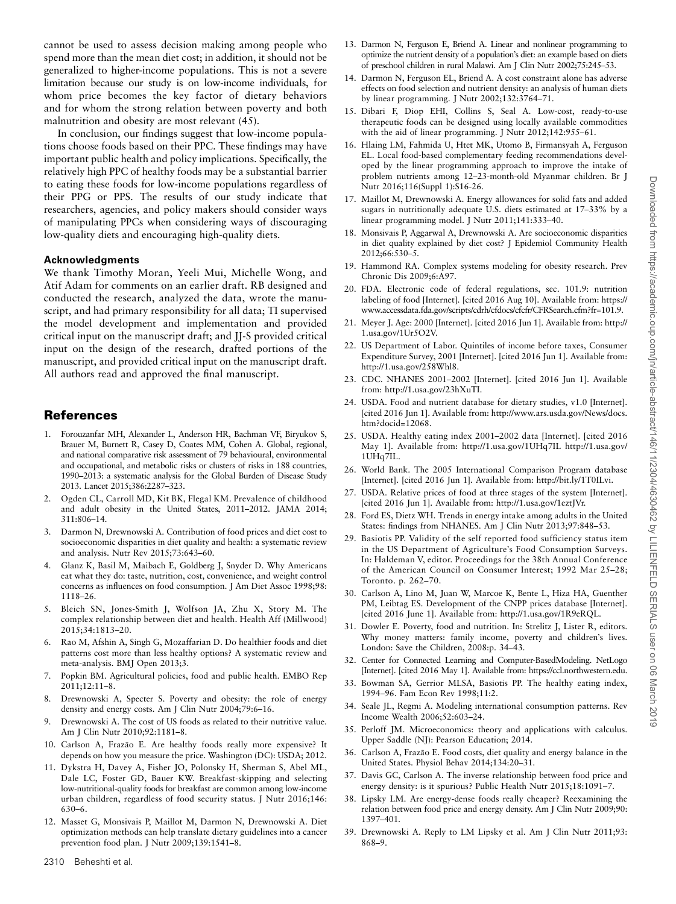cannot be used to assess decision making among people who spend more than the mean diet cost; in addition, it should not be generalized to higher-income populations. This is not a severe limitation because our study is on low-income individuals, for whom price becomes the key factor of dietary behaviors and for whom the strong relation between poverty and both malnutrition and obesity are most relevant (45).

In conclusion, our findings suggest that low-income populations choose foods based on their PPC. These findings may have important public health and policy implications. Specifically, the relatively high PPC of healthy foods may be a substantial barrier to eating these foods for low-income populations regardless of their PPG or PPS. The results of our study indicate that researchers, agencies, and policy makers should consider ways of manipulating PPCs when considering ways of discouraging low-quality diets and encouraging high-quality diets.

### Acknowledgments

We thank Timothy Moran, Yeeli Mui, Michelle Wong, and Atif Adam for comments on an earlier draft. RB designed and conducted the research, analyzed the data, wrote the manuscript, and had primary responsibility for all data; TI supervised the model development and implementation and provided critical input on the manuscript draft; and JJ-S provided critical input on the design of the research, drafted portions of the manuscript, and provided critical input on the manuscript draft. All authors read and approved the final manuscript.

## References

1. Forouzanfar MH, Alexander L, Anderson HR, Bachman VF, Biryukov S, Brauer M, Burnett R, Casey D, Coates MM, Cohen A. Global, regional, and national comparative risk assessment of 79 behavioural, environmental and occupational, and metabolic risks or clusters of risks in 188 countries, 1990–2013: a systematic analysis for the Global Burden of Disease Study 2013. Lancet 2015;386:2287–323.
2. Ogden CL, Carroll MD, Kit BK, Flegal KM. Prevalence of childhood and adult obesity in the United States, 2011–2012. JAMA 2014; 311:806–14.
3. Darmon N, Drewnowski A. Contribution of food prices and diet cost to socioeconomic disparities in diet quality and health: a systematic review and analysis. Nutr Rev 2015;73:643–60.
4. Glanz K, Basil M, Maibach E, Goldberg J, Snyder D. Why Americans eat what they do: taste, nutrition, cost, convenience, and weight control concerns as influences on food consumption. J Am Diet Assoc 1998;98: 1118–26.
5. Bleich SN, Jones-Smith J, Wolfson JA, Zhu X, Story M. The complex relationship between diet and health. Health Aff (Millwood) 2015;34:1813–20.
6. Rao M, Afshin A, Singh G, Mozaffarian D. Do healthier foods and diet patterns cost more than less healthy options? A systematic review and meta-analysis. BMJ Open 2013;3.
7. Popkin BM. Agricultural policies, food and public health. EMBO Rep 2011;12:11–8.
8. Drewnowski A, Specter S. Poverty and obesity: the role of energy density and energy costs. Am J Clin Nutr 2004;79:6–16.
9. Drewnowski A. The cost of US foods as related to their nutritive value. Am J Clin Nutr 2010;92:1181–8.
10. Carlson A, Frazão E. Are healthy foods really more expensive? It depends on how you measure the price. Washington (DC): USDA; 2012.
11. Dykstra H, Davey A, Fisher JO, Polonsky H, Sherman S, Abel ML, Dale LC, Foster GD, Bauer KW. Breakfast-skipping and selecting low-nutritional-quality foods for breakfast are common among low-income urban children, regardless of food security status. J Nutr 2016;146: 630–6.
12. Masset G, Monsivais P, Maillot M, Darmon N, Drewnowski A. Diet optimization methods can help translate dietary guidelines into a cancer prevention food plan. J Nutr 2009;139:1541–8.
13. Darmon N, Ferguson E, Briend A. Linear and nonlinear programming to optimize the nutrient density of a population's diet: an example based on diets of preschool children in rural Malawi. Am J Clin Nutr 2002;75:245–53.
14. Darmon N, Ferguson EL, Briend A. A cost constraint alone has adverse effects on food selection and nutrient density: an analysis of human diets by linear programming. J Nutr 2002;132:3764–71.
15. Dibari F, Diop EHI, Collins S, Seal A. Low-cost, ready-to-use therapeutic foods can be designed using locally available commodities with the aid of linear programming. J Nutr 2012;142:955–61.
16. Hlaing LM, Fahmida U, Htet MK, Utomo B, Firmansyah A, Ferguson EL. Local food-based complementary feeding recommendations developed by the linear programming approach to improve the intake of problem nutrients among 12–23-month-old Myanmar children. Br J Nutr 2016;116(Suppl 1):S16-26.
17. Maillot M, Drewnowski A. Energy allowances for solid fats and added sugars in nutritionally adequate U.S. diets estimated at 17–33% by a linear programming model. J Nutr 2011;141:333–40.
18. Monsivais P, Aggarwal A, Drewnowski A. Are socioeconomic disparities in diet quality explained by diet cost? J Epidemiol Community Health 2012;66:530–5.
19. Hammond RA. Complex systems modeling for obesity research. Prev Chronic Dis 2009;6:A97.
20. FDA. Electronic code of federal regulations, sec. 101.9: nutrition labeling of food [Internet]. [cited 2016 Aug 10]. Available from: https://www.accessdata.fda.gov/scripts/cdrh/cfdocs/cfcfr/CFRSearch.cfm?fr=101.9.
21. Meyer J. Age: 2000 [Internet]. [cited 2016 Jun 1]. Available from: http://1.usa.gov/1Ur5O2V.
22. US Department of Labor. Quintiles of income before taxes, Consumer Expenditure Survey, 2001 [Internet]. [cited 2016 Jun 1]. Available from: http://1.usa.gov/258Whl8.
23. CDC. NHANES 2001–2002 [Internet]. [cited 2016 Jun 1]. Available from: http://1.usa.gov/23hXuTI.
24. USDA. Food and nutrient database for dietary studies, v1.0 [Internet]. [cited 2016 Jun 1]. Available from: http://www.ars.usda.gov/News/docs.htm?docid=12068.
25. USDA. Healthy eating index 2001–2002 data [Internet]. [cited 2016 May 1]. Available from: http://1.usa.gov/1UHq7IL http://1.usa.gov/1UHq7IL.
26. World Bank. The 2005 International Comparison Program database [Internet]. [cited 2016 Jun 1]. Available from: http://bit.ly/1T0ILvi.
27. USDA. Relative prices of food at three stages of the system [Internet]. [cited 2016 Jun 1]. Available from: http://1.usa.gov/1eztJVr.
28. Ford ES, Dietz WH. Trends in energy intake among adults in the United States: findings from NHANES. Am J Clin Nutr 2013;97:848–53.
29. Basiotis PP. Validity of the self reported food sufficiency status item in the US Department of Agriculture's Food Consumption Surveys. In: Haldeman V, editor. Proceedings for the 38th Annual Conference of the American Council on Consumer Interest; 1992 Mar 25–28; Toronto. p. 262–70.
30. Carlson A, Lino M, Juan W, Marcoe K, Bente L, Hiza HA, Guenther PM, Leibtag ES. Development of the CNPP prices database [Internet]. [cited 2016 June 1]. Available from: http://1.usa.gov/1R9eRQL.
31. Dowler E. Poverty, food and nutrition. In: Strelitz J, Lister R, editors. Why money matters: family income, poverty and children's lives. London: Save the Children, 2008:p. 34–43.
32. Center for Connected Learning and Computer-BasedModeling. NetLogo [Internet]. [cited 2016 May 1]. Available from: https://ccl.northwestern.edu.
33. Bowman SA, Gerrior MLSA, Basiotis PP. The healthy eating index, 1994–96. Fam Econ Rev 1998;11:2.
34. Seale JL, Regmi A. Modeling international consumption patterns. Rev Income Wealth 2006;52:603–24.
35. Perloff JM. Microeconomics: theory and applications with calculus. Upper Saddle (NJ): Pearson Education; 2014.
36. Carlson A, Frazão E. Food costs, diet quality and energy balance in the United States. Physiol Behav 2014;134:20–31.
37. Davis GC, Carlson A. The inverse relationship between food price and energy density: is it spurious? Public Health Nutr 2015;18:1091–7.
38. Lipsky LM. Are energy-dense foods really cheaper? Reexamining the relation between food price and energy density. Am J Clin Nutr 2009;90: 1397–401.
39. Drewnowski A. Reply to LM Lipsky et al. Am J Clin Nutr 2011;93: 868–9.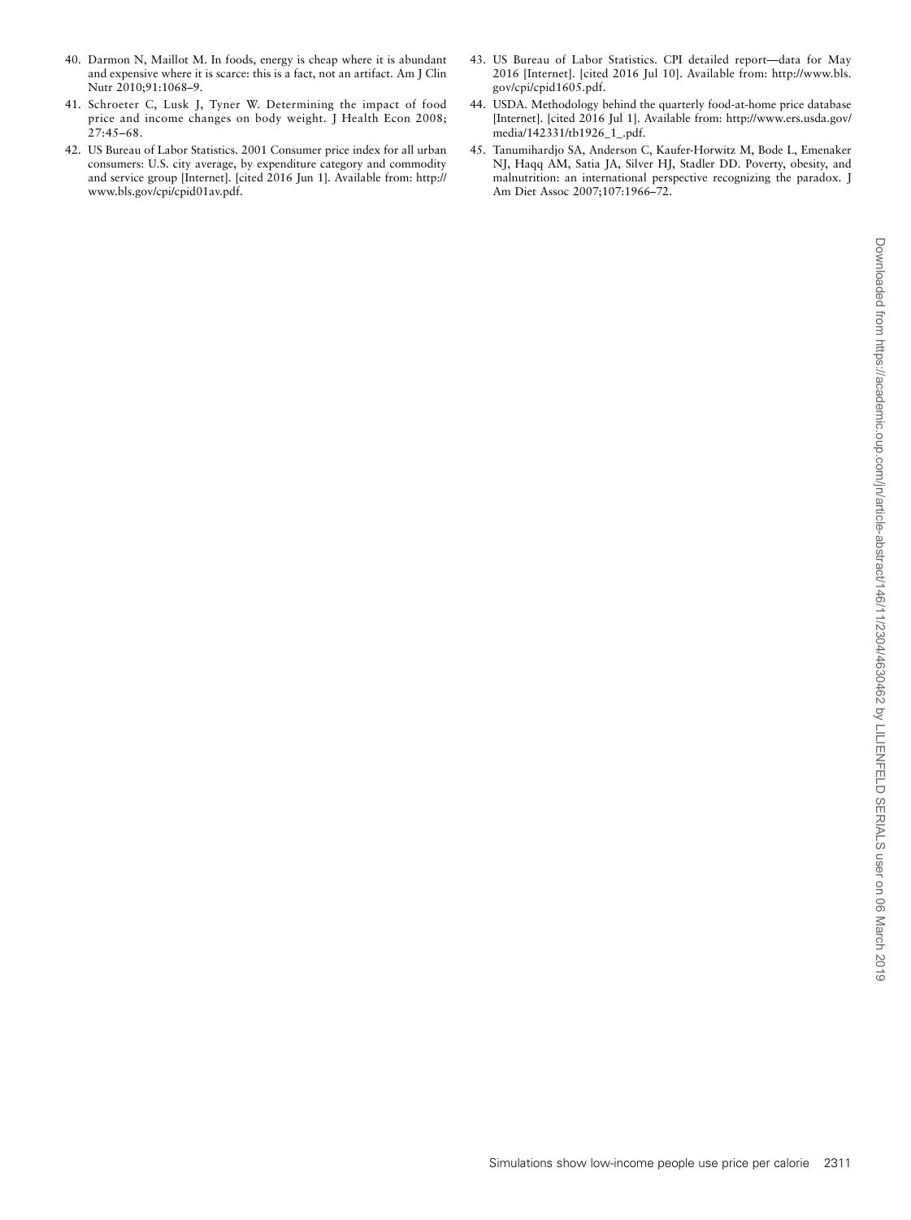40. Darmon N, Maillot M. In foods, energy is cheap where it is abundant and expensive where it is scarce: this is a fact, not an artifact. Am J Clin Nutr 2010;91:1068–9.
41. Schroeter C, Lusk J, Tyner W. Determining the impact of food price and income changes on body weight. J Health Econ 2008; 27:45–68.
42. US Bureau of Labor Statistics. 2001 Consumer price index for all urban consumers: U.S. city average, by expenditure category and commodity and service group [Internet]. [cited 2016 Jun 1]. Available from: http://www.bls.gov/cpi/cpid01av.pdf.
43. US Bureau of Labor Statistics. CPI detailed report—data for May 2016 [Internet]. [cited 2016 Jul 10]. Available from: http://www.bls.gov/cpi/cpid1605.pdf.
44. USDA. Methodology behind the quarterly food-at-home price database [Internet]. [cited 2016 Jul 1]. Available from: http://www.ers.usda.gov/media/142331/tb1926_1_.pdf.
45. Tanumihardjo SA, Anderson C, Kaufer-Horwitz M, Bode L, Emenaker NJ, Haqq AM, Satia JA, Silver HJ, Stadler DD. Poverty, obesity, and malnutrition: an international perspective recognizing the paradox. J Am Diet Assoc 2007;107:1966–72.